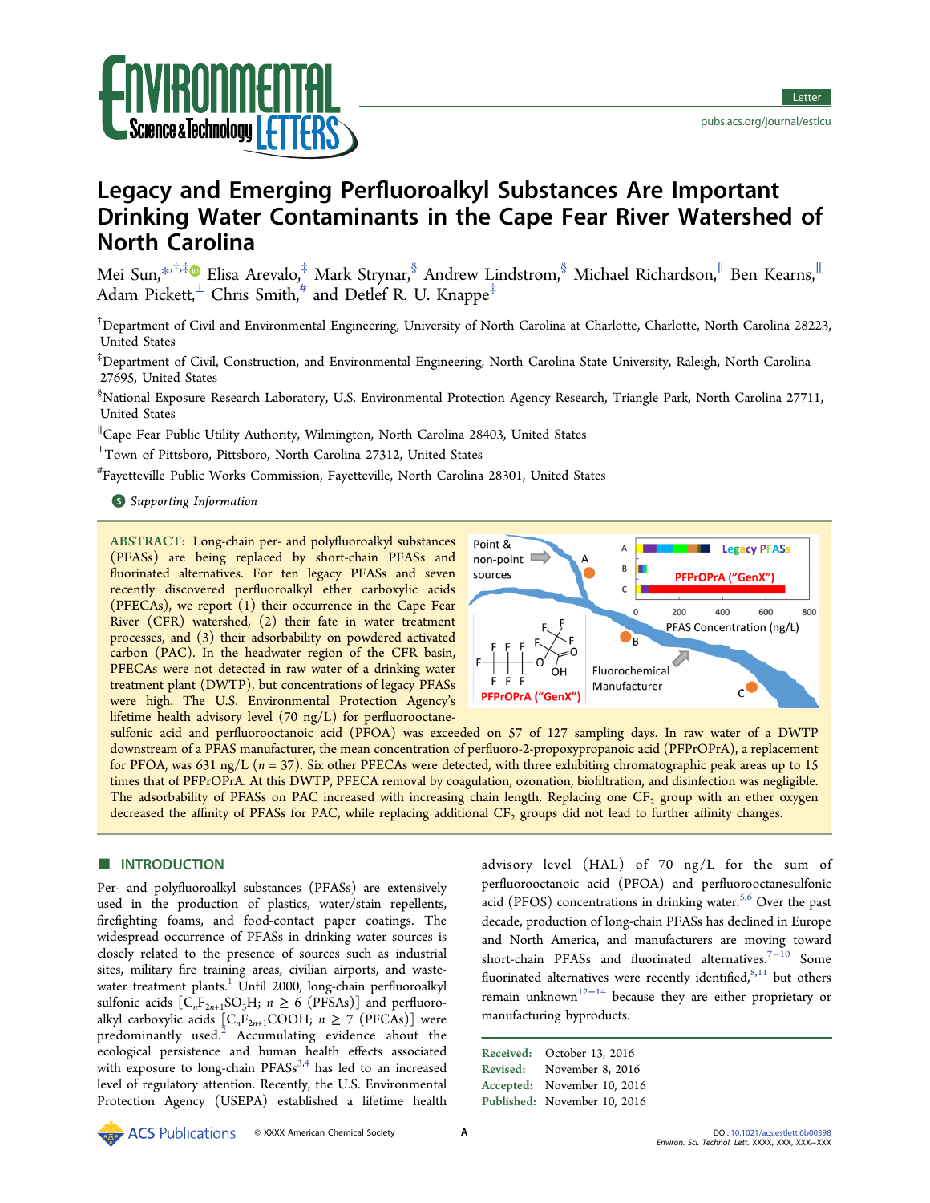# Legacy and Emerging Perfluoroalkyl Substances Are Important Drinking Water Contaminants in the Cape Fear River Watershed of North Carolina

Mei Sun,[*,†,‡] Elisa Arevalo,[‡] Mark Strynar,[§] Andrew Lindstrom,[§] Michael Richardson,[∥] Ben Kearns,[∥] Adam Pickett,[⊥] Chris Smith,[#] and Detlef R. U. Knappe[‡]

[†]Department of Civil and Environmental Engineering, University of North Carolina at Charlotte, Charlotte, North Carolina 28223, United States

[‡]Department of Civil, Construction, and Environmental Engineering, North Carolina State University, Raleigh, North Carolina 27695, United States

[§]National Exposure Research Laboratory, U.S. Environmental Protection Agency Research, Triangle Park, North Carolina 27711, United States

[∥]Cape Fear Public Utility Authority, Wilmington, North Carolina 28403, United States

[⊥]Town of Pittsboro, Pittsboro, North Carolina 27312, United States

[#]Fayetteville Public Works Commission, Fayetteville, North Carolina 28301, United States

Supporting Information

**ABSTRACT:** Long-chain per- and polyfluoroalkyl substances (PFASs) are being replaced by short-chain PFASs and fluorinated alternatives. For ten legacy PFASs and seven recently discovered perfluoroalkyl ether carboxylic acids (PFECAs), we report (1) their occurrence in the Cape Fear River (CFR) watershed, (2) their fate in water treatment processes, and (3) their adsorbability on powdered activated carbon (PAC). In the headwater region of the CFR basin, PFECAs were not detected in raw water of a drinking water treatment plant (DWTP), but concentrations of legacy PFASs were high. The U.S. Environmental Protection Agency's lifetime health advisory level (70 ng/L) for perfluorooctanesulfonic acid and perfluorooctanoic acid (PFOA) was exceeded on 57 of 127 sampling days. In raw water of a DWTP downstream of a PFAS manufacturer, the mean concentration of perfluoro-2-propoxypropanoic acid (PFPrOPrA), a replacement for PFOA, was 631 ng/L ($n = 37$). Six other PFECAs were detected, with three exhibiting chromatographic peak areas up to 15 times that of PFPrOPrA. At this DWTP, PFECA removal by coagulation, ozonation, biofiltration, and disinfection was negligible. The adsorbability of PFASs on PAC increased with increasing chain length. Replacing one $CF_2$ group with an ether oxygen decreased the affinity of PFASs for PAC, while replacing additional $CF_2$ groups did not lead to further affinity changes.

## INTRODUCTION

Per- and polyfluoroalkyl substances (PFASs) are extensively used in the production of plastics, water/stain repellents, firefighting foams, and food-contact paper coatings. The widespread occurrence of PFASs in drinking water sources is closely related to the presence of sources such as industrial sites, military fire training areas, civilian airports, and wastewater treatment plants.[1] Until 2000, long-chain perfluoroalkyl sulfonic acids [$C_nF_{2n+1}SO_3H$; $n \geq 6$ (PFSAs)] and perfluoroalkyl carboxylic acids [$C_nF_{2n+1}COOH$; $n \geq 7$ (PFCAs)] were predominantly used.[2] Accumulating evidence about the ecological persistence and human health effects associated with exposure to long-chain PFASs[3,4] has led to an increased level of regulatory attention. Recently, the U.S. Environmental Protection Agency (USEPA) established a lifetime health advisory level (HAL) of 70 ng/L for the sum of perfluorooctanoic acid (PFOA) and perfluorooctanesulfonic acid (PFOS) concentrations in drinking water.[5,6] Over the past decade, production of long-chain PFASs has declined in Europe and North America, and manufacturers are moving toward short-chain PFASs and fluorinated alternatives.[7−10] Some fluorinated alternatives were recently identified,[8,11] but others remain unknown[12−14] because they are either proprietary or manufacturing byproducts.

Received: October 13, 2016
Revised: November 8, 2016
Accepted: November 10, 2016
Published: November 10, 2016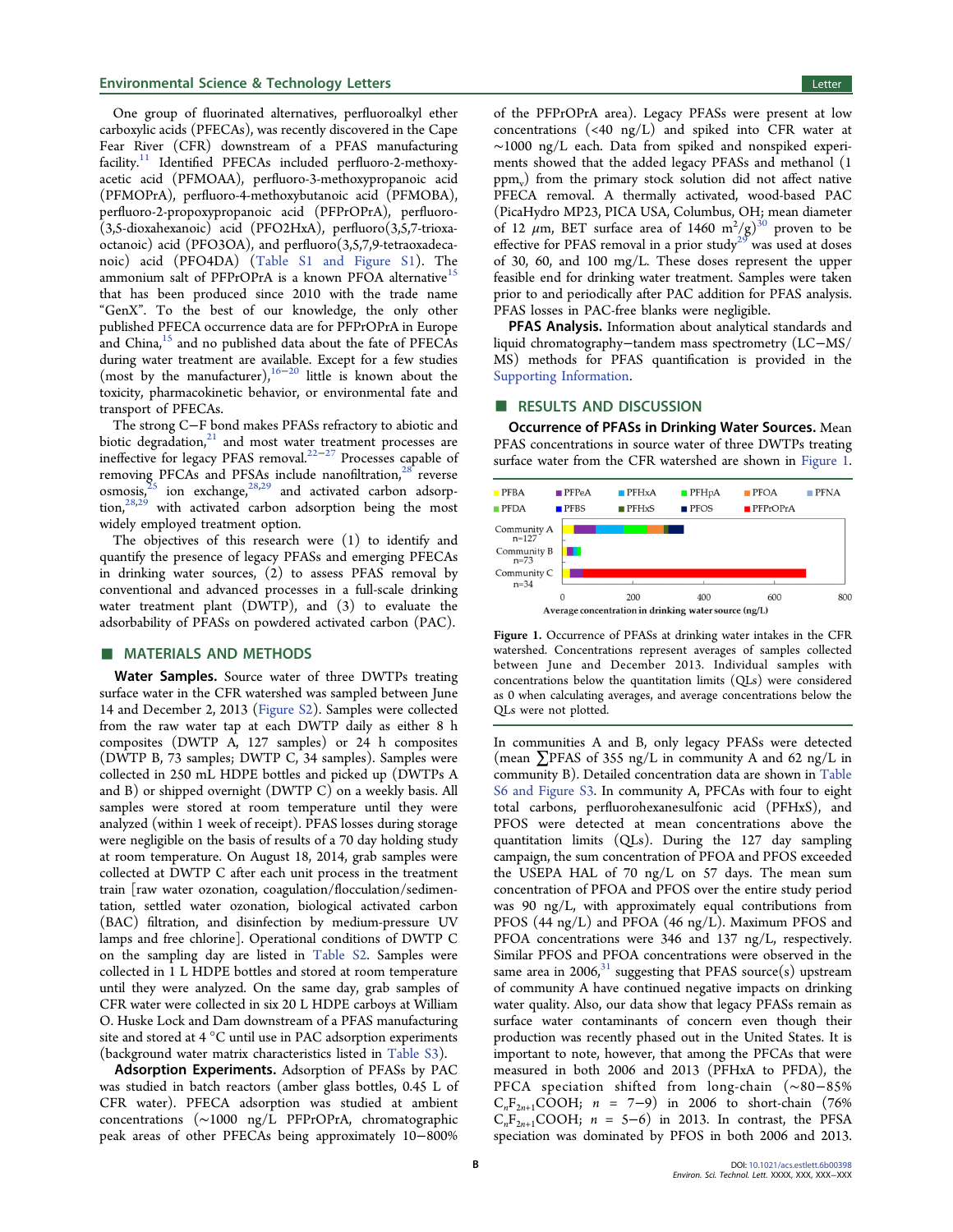One group of fluorinated alternatives, perfluoroalkyl ether carboxylic acids (PFECAs), was recently discovered in the Cape Fear River (CFR) downstream of a PFAS manufacturing facility.[11] Identified PFECAs included perfluoro-2-methoxyacetic acid (PFMOAA), perfluoro-3-methoxypropanoic acid (PFMOPrA), perfluoro-4-methoxybutanoic acid (PFMOBA), perfluoro-2-propoxypropanoic acid (PFPrOPrA), perfluoro-(3,5-dioxahexanoic) acid (PFO2HxA), perfluoro(3,5,7-trioxaoctanoic) acid (PFO3OA), and perfluoro(3,5,7,9-tetraoxadecanoic) acid (PFO4DA) (Table S1 and Figure S1). The ammonium salt of PFPrOPrA is a known PFOA alternative[15] that has been produced since 2010 with the trade name "GenX". To the best of our knowledge, the only other published PFECA occurrence data are for PFPrOPrA in Europe and China,[15] and no published data about the fate of PFECAs during water treatment are available. Except for a few studies (most by the manufacturer),[16−20] little is known about the toxicity, pharmacokinetic behavior, or environmental fate and transport of PFECAs.

The strong C−F bond makes PFASs refractory to abiotic and biotic degradation,[21] and most water treatment processes are ineffective for legacy PFAS removal.[22−27] Processes capable of removing PFCAs and PFSAs include nanofiltration,[28] reverse osmosis,[25] ion exchange,[28,29] and activated carbon adsorption,[28,29] with activated carbon adsorption being the most widely employed treatment option.

The objectives of this research were (1) to identify and quantify the presence of legacy PFASs and emerging PFECAs in drinking water sources, (2) to assess PFAS removal by conventional and advanced processes in a full-scale drinking water treatment plant (DWTP), and (3) to evaluate the adsorbability of PFASs on powdered activated carbon (PAC).

## MATERIALS AND METHODS

**Water Samples.** Source water of three DWTPs treating surface water in the CFR watershed was sampled between June 14 and December 2, 2013 (Figure S2). Samples were collected from the raw water tap at each DWTP daily as either 8 h composites (DWTP A, 127 samples) or 24 h composites (DWTP B, 73 samples; DWTP C, 34 samples). Samples were collected in 250 mL HDPE bottles and picked up (DWTPs A and B) or shipped overnight (DWTP C) on a weekly basis. All samples were stored at room temperature until they were analyzed (within 1 week of receipt). PFAS losses during storage were negligible on the basis of results of a 70 day holding study at room temperature. On August 18, 2014, grab samples were collected at DWTP C after each unit process in the treatment train [raw water ozonation, coagulation/flocculation/sedimentation, settled water ozonation, biological activated carbon (BAC) filtration, and disinfection by medium-pressure UV lamps and free chlorine]. Operational conditions of DWTP C on the sampling day are listed in Table S2. Samples were collected in 1 L HDPE bottles and stored at room temperature until they were analyzed. On the same day, grab samples of CFR water were collected in six 20 L HDPE carboys at William O. Huske Lock and Dam downstream of a PFAS manufacturing site and stored at 4 °C until use in PAC adsorption experiments (background water matrix characteristics listed in Table S3).

**Adsorption Experiments.** Adsorption of PFASs by PAC was studied in batch reactors (amber glass bottles, 0.45 L of CFR water). PFECA adsorption was studied at ambient concentrations (~1000 ng/L PFPrOPrA, chromatographic peak areas of other PFECAs being approximately 10−800% of the PFPrOPrA area). Legacy PFASs were present at low concentrations (<40 ng/L) and spiked into CFR water at ~1000 ng/L each. Data from spiked and nonspiked experiments showed that the added legacy PFASs and methanol (1 ppm$_v$) from the primary stock solution did not affect native PFECA removal. A thermally activated, wood-based PAC (PicaHydro MP23, PICA USA, Columbus, OH; mean diameter of 12 $\mu$m, BET surface area of 1460 $m^2/g$)[30] proven to be effective for PFAS removal in a prior study[29] was used at doses of 30, 60, and 100 mg/L. These doses represent the upper feasible end for drinking water treatment. Samples were taken prior to and periodically after PAC addition for PFAS analysis. PFAS losses in PAC-free blanks were negligible.

**PFAS Analysis.** Information about analytical standards and liquid chromatography−tandem mass spectrometry (LC−MS/MS) methods for PFAS quantification is provided in the Supporting Information.

## RESULTS AND DISCUSSION

**Occurrence of PFASs in Drinking Water Sources.** Mean PFAS concentrations in source water of three DWTPs treating surface water from the CFR watershed are shown in Figure 1.

Figure 1. Occurrence of PFASs at drinking water intakes in the CFR watershed. Concentrations represent averages of samples collected between June and December 2013. Individual samples with concentrations below the quantitation limits (QLs) were considered as 0 when calculating averages, and average concentrations below the QLs were not plotted.

In communities A and B, only legacy PFASs were detected (mean ∑PFAS of 355 ng/L in community A and 62 ng/L in community B). Detailed concentration data are shown in Table S6 and Figure S3. In community A, PFCAs with four to eight total carbons, perfluorohexanesulfonic acid (PFHxS), and PFOS were detected at mean concentrations above the quantitation limits (QLs). During the 127 day sampling campaign, the sum concentration of PFOA and PFOS exceeded the USEPA HAL of 70 ng/L on 57 days. The mean sum concentration of PFOA and PFOS over the entire study period was 90 ng/L, with approximately equal contributions from PFOS (44 ng/L) and PFOA (46 ng/L). Maximum PFOS and PFOA concentrations were 346 and 137 ng/L, respectively. Similar PFOS and PFOA concentrations were observed in the same area in 2006,[31] suggesting that PFAS source(s) upstream of community A have continued negative impacts on drinking water quality. Also, our data show that legacy PFASs remain as surface water contaminants of concern even though their production was recently phased out in the United States. It is important to note, however, that among the PFCAs that were measured in both 2006 and 2013 (PFHxA to PFDA), the PFCA speciation shifted from long-chain (~80−85% $C_nF_{2n+1}COOH$; $n$ = 7−9) in 2006 to short-chain (76% $C_nF_{2n+1}COOH$; $n$ = 5−6) in 2013. In contrast, the PFSA speciation was dominated by PFOS in both 2006 and 2013.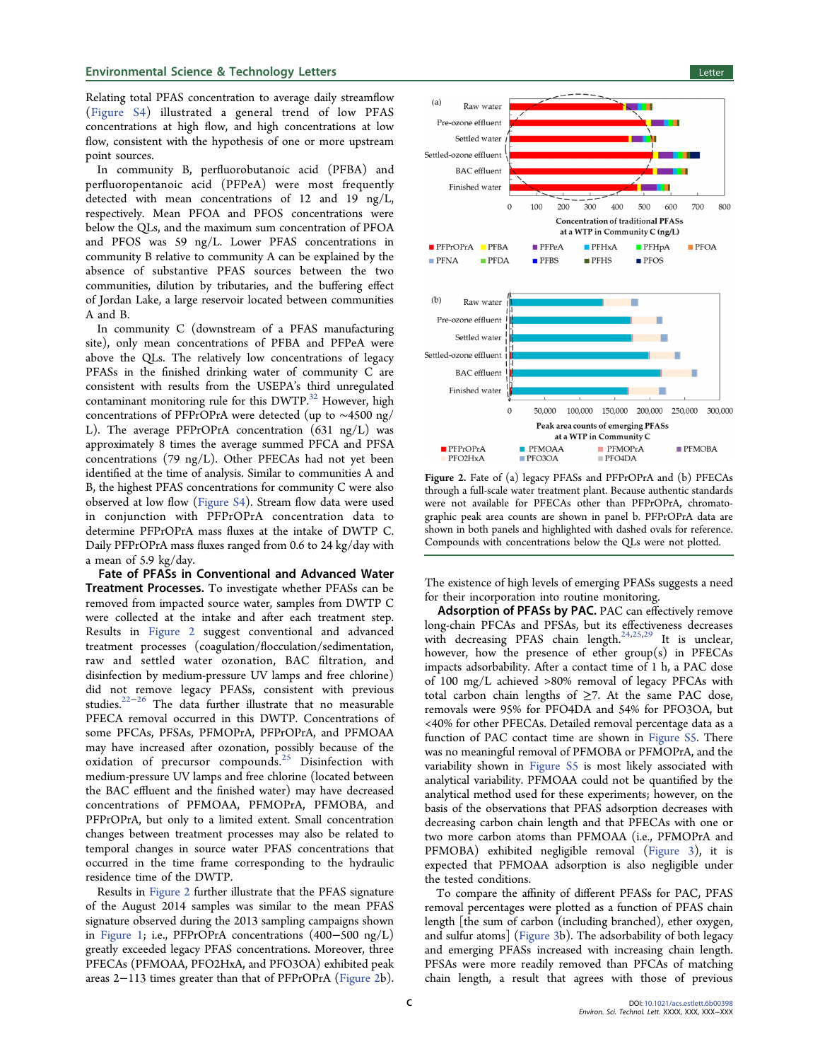Relating total PFAS concentration to average daily streamflow (Figure S4) illustrated a general trend of low PFAS concentrations at high flow, and high concentrations at low flow, consistent with the hypothesis of one or more upstream point sources.

In community B, perfluorobutanoic acid (PFBA) and perfluoropentanoic acid (PFPeA) were most frequently detected with mean concentrations of 12 and 19 ng/L, respectively. Mean PFOA and PFOS concentrations were below the QLs, and the maximum sum concentration of PFOA and PFOS was 59 ng/L. Lower PFAS concentrations in community B relative to community A can be explained by the absence of substantive PFAS sources between the two communities, dilution by tributaries, and the buffering effect of Jordan Lake, a large reservoir located between communities A and B.

In community C (downstream of a PFAS manufacturing site), only mean concentrations of PFBA and PFPeA were above the QLs. The relatively low concentrations of legacy PFASs in the finished drinking water of community C are consistent with results from the USEPA's third unregulated contaminant monitoring rule for this DWTP.[32] However, high concentrations of PFPrOPrA were detected (up to ∼4500 ng/L). The average PFPrOPrA concentration (631 ng/L) was approximately 8 times the average summed PFCA and PFSA concentrations (79 ng/L). Other PFECAs had not yet been identified at the time of analysis. Similar to communities A and B, the highest PFAS concentrations for community C were also observed at low flow (Figure S4). Stream flow data were used in conjunction with PFPrOPrA concentration data to determine PFPrOPrA mass fluxes at the intake of DWTP C. Daily PFPrOPrA mass fluxes ranged from 0.6 to 24 kg/day with a mean of 5.9 kg/day.

**Fate of PFASs in Conventional and Advanced Water Treatment Processes.** To investigate whether PFASs can be removed from impacted source water, samples from DWTP C were collected at the intake and after each treatment step. Results in Figure 2 suggest conventional and advanced treatment processes (coagulation/flocculation/sedimentation, raw and settled water ozonation, BAC filtration, and disinfection by medium-pressure UV lamps and free chlorine) did not remove legacy PFASs, consistent with previous studies.[22−26] The data further illustrate that no measurable PFECA removal occurred in this DWTP. Concentrations of some PFCAs, PFSAs, PFMOPrA, PFPrOPrA, and PFMOAA may have increased after ozonation, possibly because of the oxidation of precursor compounds.[25] Disinfection with medium-pressure UV lamps and free chlorine (located between the BAC effluent and the finished water) may have decreased concentrations of PFMOAA, PFMOPrA, PFMOBA, and PFPrOPrA, but only to a limited extent. Small concentration changes between treatment processes may also be related to temporal changes in source water PFAS concentrations that occurred in the time frame corresponding to the hydraulic residence time of the DWTP.

Results in Figure 2 further illustrate that the PFAS signature of the August 2014 samples was similar to the mean PFAS signature observed during the 2013 sampling campaigns shown in Figure 1; i.e., PFPrOPrA concentrations (400−500 ng/L) greatly exceeded legacy PFAS concentrations. Moreover, three PFECAs (PFMOAA, PFO2HxA, and PFO3OA) exhibited peak areas 2−113 times greater than that of PFPrOPrA (Figure 2b).

Figure 2. Fate of (a) legacy PFASs and PFPrOPrA and (b) PFECAs through a full-scale water treatment plant. Because authentic standards were not available for PFECAs other than PFPrOPrA, chromatographic peak area counts are shown in panel b. PFPrOPrA data are shown in both panels and highlighted with dashed ovals for reference. Compounds with concentrations below the QLs were not plotted.

The existence of high levels of emerging PFASs suggests a need for their incorporation into routine monitoring.

**Adsorption of PFASs by PAC.** PAC can effectively remove long-chain PFCAs and PFSAs, but its effectiveness decreases with decreasing PFAS chain length.[24,25,29] It is unclear, however, how the presence of ether group(s) in PFECAs impacts adsorbability. After a contact time of 1 h, a PAC dose of 100 mg/L achieved >80% removal of legacy PFCAs with total carbon chain lengths of ≥7. At the same PAC dose, removals were 95% for PFO4DA and 54% for PFO3OA, but <40% for other PFECAs. Detailed removal percentage data as a function of PAC contact time are shown in Figure S5. There was no meaningful removal of PFMOBA or PFMOPrA, and the variability shown in Figure S5 is most likely associated with analytical variability. PFMOAA could not be quantified by the analytical method used for these experiments; however, on the basis of the observations that PFAS adsorption decreases with decreasing carbon chain length and that PFECAs with one or two more carbon atoms than PFMOAA (i.e., PFMOPrA and PFMOBA) exhibited negligible removal (Figure 3), it is expected that PFMOAA adsorption is also negligible under the tested conditions.

To compare the affinity of different PFASs for PAC, PFAS removal percentages were plotted as a function of PFAS chain length [the sum of carbon (including branched), ether oxygen, and sulfur atoms] (Figure 3b). The adsorbability of both legacy and emerging PFASs increased with increasing chain length. PFSAs were more readily removed than PFCAs of matching chain length, a result that agrees with those of previous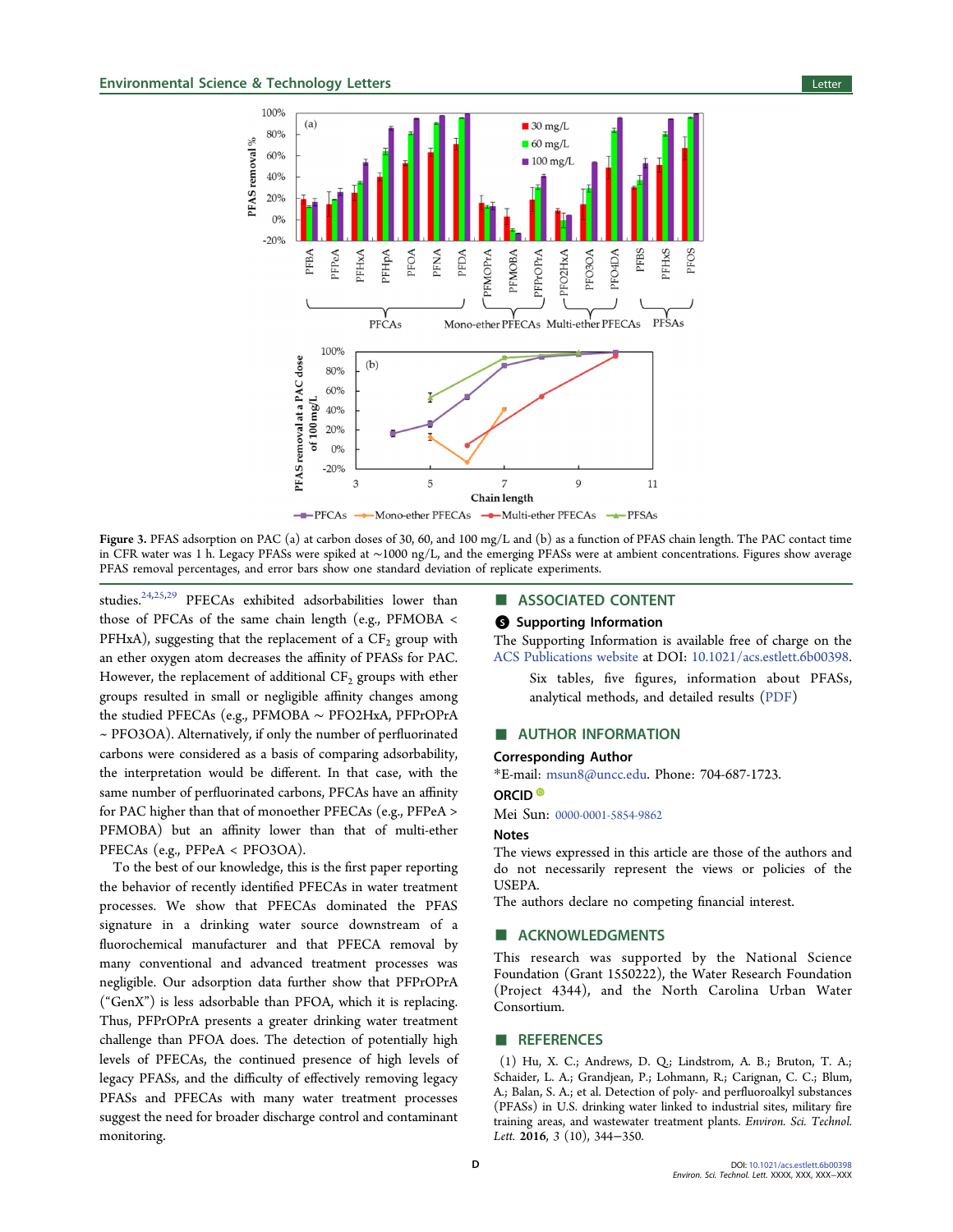Figure 3. PFAS adsorption on PAC (a) at carbon doses of 30, 60, and 100 mg/L and (b) as a function of PFAS chain length. The PAC contact time in CFR water was 1 h. Legacy PFASs were spiked at ~1000 ng/L, and the emerging PFASs were at ambient concentrations. Figures show average PFAS removal percentages, and error bars show one standard deviation of replicate experiments.

studies.[24,25,29] PFECAs exhibited adsorbabilities lower than those of PFCAs of the same chain length (e.g., PFMOBA < PFHxA), suggesting that the replacement of a $CF_2$ group with an ether oxygen atom decreases the affinity of PFASs for PAC. However, the replacement of additional $CF_2$ groups with ether groups resulted in small or negligible affinity changes among the studied PFECAs (e.g., PFMOBA ~ PFO2HxA, PFPrOPrA ~ PFO3OA). Alternatively, if only the number of perfluorinated carbons were considered as a basis of comparing adsorbability, the interpretation would be different. In that case, with the same number of perfluorinated carbons, PFCAs have an affinity for PAC higher than that of monoether PFECAs (e.g., PFPeA > PFMOBA) but an affinity lower than that of multi-ether PFECAs (e.g., PFPeA < PFO3OA).

To the best of our knowledge, this is the first paper reporting the behavior of recently identified PFECAs in water treatment processes. We show that PFECAs dominated the PFAS signature in a drinking water source downstream of a fluorochemical manufacturer and that PFECA removal by many conventional and advanced treatment processes was negligible. Our adsorption data further show that PFPrOPrA ("GenX") is less adsorbable than PFOA, which it is replacing. Thus, PFPrOPrA presents a greater drinking water treatment challenge than PFOA does. The detection of potentially high levels of PFECAs, the continued presence of high levels of legacy PFASs, and the difficulty of effectively removing legacy PFASs and PFECAs with many water treatment processes suggest the need for broader discharge control and contaminant monitoring.

## ■ ASSOCIATED CONTENT

### Supporting Information

The Supporting Information is available free of charge on the ACS Publications website at DOI: 10.1021/acs.estlett.6b00398.

Six tables, five figures, information about PFASs, analytical methods, and detailed results (PDF)

## ■ AUTHOR INFORMATION

### Corresponding Author

*E-mail: msun8@uncc.edu. Phone: 704-687-1723.

### ORCID

Mei Sun: 0000-0001-5854-9862

### Notes

The views expressed in this article are those of the authors and do not necessarily represent the views or policies of the USEPA.

The authors declare no competing financial interest.

## ■ ACKNOWLEDGMENTS

This research was supported by the National Science Foundation (Grant 1550222), the Water Research Foundation (Project 4344), and the North Carolina Urban Water Consortium.

## ■ REFERENCES

(1) Hu, X. C.; Andrews, D. Q.; Lindstrom, A. B.; Bruton, T. A.; Schaider, L. A.; Grandjean, P.; Lohmann, R.; Carignan, C. C.; Blum, A.; Balan, S. A.; et al. Detection of poly- and perfluoroalkyl substances (PFASs) in U.S. drinking water linked to industrial sites, military fire training areas, and wastewater treatment plants. *Environ. Sci. Technol. Lett.* **2016**, 3 (10), 344–350.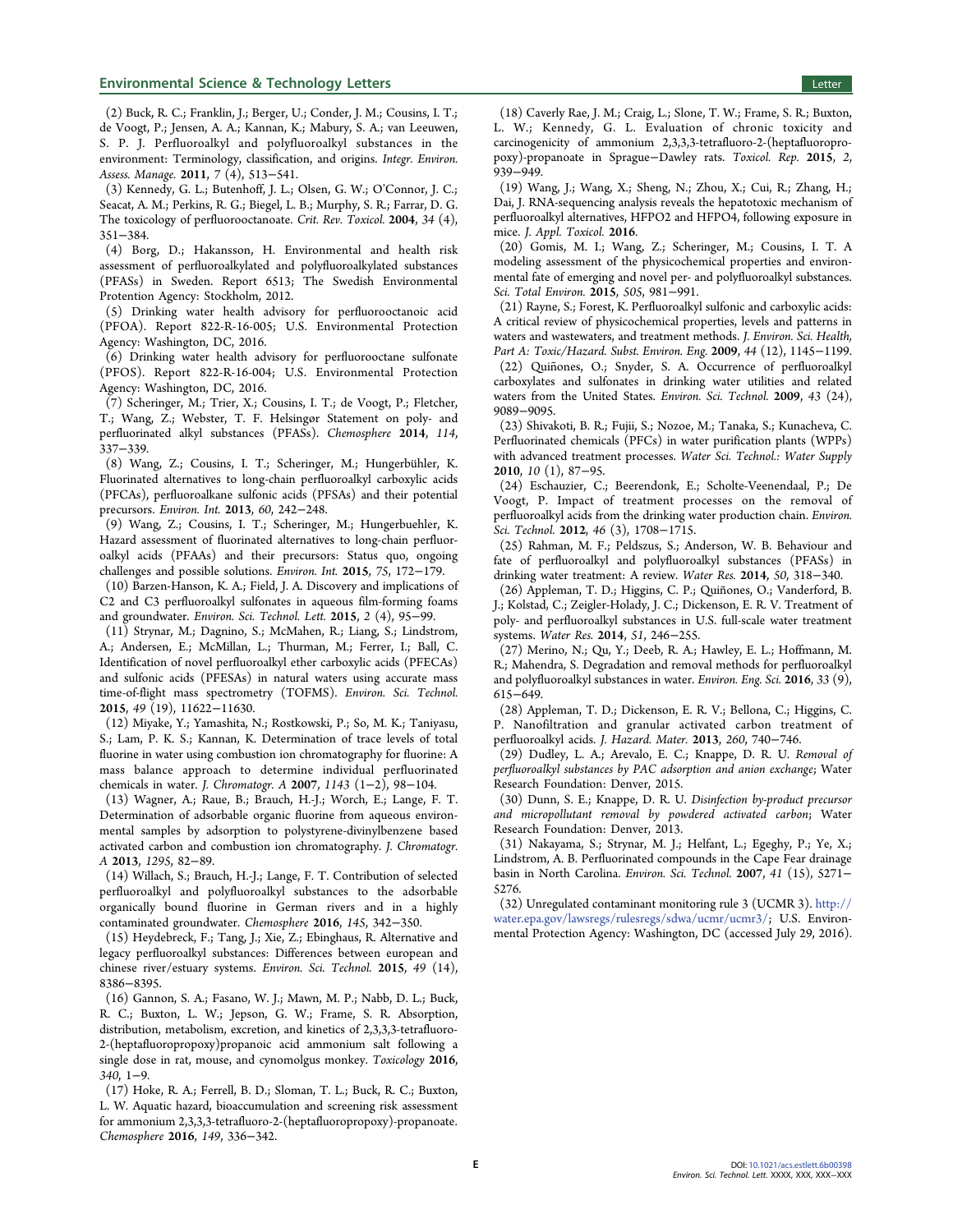(2) Buck, R. C.; Franklin, J.; Berger, U.; Conder, J. M.; Cousins, I. T.; de Voogt, P.; Jensen, A. A.; Kannan, K.; Mabury, S. A.; van Leeuwen, S. P. J. Perfluoroalkyl and polyfluoroalkyl substances in the environment: Terminology, classification, and origins. *Integr. Environ. Assess. Manage.* **2011**, *7* (4), 513−541.

(3) Kennedy, G. L.; Butenhoff, J. L.; Olsen, G. W.; O'Connor, J. C.; Seacat, A. M.; Perkins, R. G.; Biegel, L. B.; Murphy, S. R.; Farrar, D. G. The toxicology of perfluorooctanoate. *Crit. Rev. Toxicol.* **2004**, *34* (4), 351−384.

(4) Borg, D.; Hakansson, H. Environmental and health risk assessment of perfluoroalkylated and polyfluoroalkylated substances (PFASs) in Sweden. Report 6513; The Swedish Environmental Protention Agency: Stockholm, 2012.

(5) Drinking water health advisory for perfluorooctanoic acid (PFOA). Report 822-R-16-005; U.S. Environmental Protection Agency: Washington, DC, 2016.

(6) Drinking water health advisory for perfluorooctane sulfonate (PFOS). Report 822-R-16-004; U.S. Environmental Protection Agency: Washington, DC, 2016.

(7) Scheringer, M.; Trier, X.; Cousins, I. T.; de Voogt, P.; Fletcher, T.; Wang, Z.; Webster, T. F. Helsingør Statement on poly- and perfluorinated alkyl substances (PFASs). *Chemosphere* **2014**, *114*, 337−339.

(8) Wang, Z.; Cousins, I. T.; Scheringer, M.; Hungerbühler, K. Fluorinated alternatives to long-chain perfluoroalkyl carboxylic acids (PFCAs), perfluoroalkane sulfonic acids (PFSAs) and their potential precursors. *Environ. Int.* **2013**, *60*, 242−248.

(9) Wang, Z.; Cousins, I. T.; Scheringer, M.; Hungerbuehler, K. Hazard assessment of fluorinated alternatives to long-chain perfluoroalkyl acids (PFAAs) and their precursors: Status quo, ongoing challenges and possible solutions. *Environ. Int.* **2015**, *75*, 172−179.

(10) Barzen-Hanson, K. A.; Field, J. A. Discovery and implications of C2 and C3 perfluoroalkyl sulfonates in aqueous film-forming foams and groundwater. *Environ. Sci. Technol. Lett.* **2015**, *2* (4), 95−99.

(11) Strynar, M.; Dagnino, S.; McMahen, R.; Liang, S.; Lindstrom, A.; Andersen, E.; McMillan, L.; Thurman, M.; Ferrer, I.; Ball, C. Identification of novel perfluoroalkyl ether carboxylic acids (PFECAs) and sulfonic acids (PFESAs) in natural waters using accurate mass time-of-flight mass spectrometry (TOFMS). *Environ. Sci. Technol.* **2015**, *49* (19), 11622−11630.

(12) Miyake, Y.; Yamashita, N.; Rostkowski, P.; So, M. K.; Taniyasu, S.; Lam, P. K. S.; Kannan, K. Determination of trace levels of total fluorine in water using combustion ion chromatography for fluorine: A mass balance approach to determine individual perfluorinated chemicals in water. *J. Chromatogr. A* **2007**, *1143* (1−2), 98−104.

(13) Wagner, A.; Raue, B.; Brauch, H.-J.; Worch, E.; Lange, F. T. Determination of adsorbable organic fluorine from aqueous environmental samples by adsorption to polystyrene-divinylbenzene based activated carbon and combustion ion chromatography. *J. Chromatogr. A* **2013**, *1295*, 82−89.

(14) Willach, S.; Brauch, H.-J.; Lange, F. T. Contribution of selected perfluoroalkyl and polyfluoroalkyl substances to the adsorbable organically bound fluorine in German rivers and in a highly contaminated groundwater. *Chemosphere* **2016**, *145*, 342−350.

(15) Heydebreck, F.; Tang, J.; Xie, Z.; Ebinghaus, R. Alternative and legacy perfluoroalkyl substances: Differences between european and chinese river/estuary systems. *Environ. Sci. Technol.* **2015**, *49* (14), 8386−8395.

(16) Gannon, S. A.; Fasano, W. J.; Mawn, M. P.; Nabb, D. L.; Buck, R. C.; Buxton, L. W.; Jepson, G. W.; Frame, S. R. Absorption, distribution, metabolism, excretion, and kinetics of 2,3,3,3-tetrafluoro-2-(heptafluoropropoxy)propanoic acid ammonium salt following a single dose in rat, mouse, and cynomolgus monkey. *Toxicology* **2016**, *340*, 1−9.

(17) Hoke, R. A.; Ferrell, B. D.; Sloman, T. L.; Buck, R. C.; Buxton, L. W. Aquatic hazard, bioaccumulation and screening risk assessment for ammonium 2,3,3,3-tetrafluoro-2-(heptafluoropropoxy)-propanoate. *Chemosphere* **2016**, *149*, 336−342.

(18) Caverly Rae, J. M.; Craig, L.; Slone, T. W.; Frame, S. R.; Buxton, L. W.; Kennedy, G. L. Evaluation of chronic toxicity and carcinogenicity of ammonium 2,3,3,3-tetrafluoro-2-(heptafluoropropoxy)-propanoate in Sprague−Dawley rats. *Toxicol. Rep.* **2015**, *2*, 939−949.

(19) Wang, J.; Wang, X.; Sheng, N.; Zhou, X.; Cui, R.; Zhang, H.; Dai, J. RNA-sequencing analysis reveals the hepatotoxic mechanism of perfluoroalkyl alternatives, HFPO2 and HFPO4, following exposure in mice. *J. Appl. Toxicol.* **2016**.

(20) Gomis, M. I.; Wang, Z.; Scheringer, M.; Cousins, I. T. A modeling assessment of the physicochemical properties and environmental fate of emerging and novel per- and polyfluoroalkyl substances. *Sci. Total Environ.* **2015**, *505*, 981−991.

(21) Rayne, S.; Forest, K. Perfluoroalkyl sulfonic and carboxylic acids: A critical review of physicochemical properties, levels and patterns in waters and wastewaters, and treatment methods. *J. Environ. Sci. Health, Part A: Toxic/Hazard. Subst. Environ. Eng.* **2009**, *44* (12), 1145−1199.

(22) Quiñones, O.; Snyder, S. A. Occurrence of perfluoroalkyl carboxylates and sulfonates in drinking water utilities and related waters from the United States. *Environ. Sci. Technol.* **2009**, *43* (24), 9089−9095.

(23) Shivakoti, B. R.; Fujii, S.; Nozoe, M.; Tanaka, S.; Kunacheva, C. Perfluorinated chemicals (PFCs) in water purification plants (WPPs) with advanced treatment processes. *Water Sci. Technol.: Water Supply* **2010**, *10* (1), 87−95.

(24) Eschauzier, C.; Beerendonk, E.; Scholte-Veenendaal, P.; De Voogt, P. Impact of treatment processes on the removal of perfluoroalkyl acids from the drinking water production chain. *Environ. Sci. Technol.* **2012**, *46* (3), 1708−1715.

(25) Rahman, M. F.; Peldszus, S.; Anderson, W. B. Behaviour and fate of perfluoroalkyl and polyfluoroalkyl substances (PFASs) in drinking water treatment: A review. *Water Res.* **2014**, *50*, 318−340.

(26) Appleman, T. D.; Higgins, C. P.; Quiñones, O.; Vanderford, B. J.; Kolstad, C.; Zeigler-Holady, J. C.; Dickenson, E. R. V. Treatment of poly- and perfluoroalkyl substances in U.S. full-scale water treatment systems. *Water Res.* **2014**, *51*, 246−255.

(27) Merino, N.; Qu, Y.; Deeb, R. A.; Hawley, E. L.; Hoffmann, M. R.; Mahendra, S. Degradation and removal methods for perfluoroalkyl and polyfluoroalkyl substances in water. *Environ. Eng. Sci.* **2016**, *33* (9), 615−649.

(28) Appleman, T. D.; Dickenson, E. R. V.; Bellona, C.; Higgins, C. P. Nanofiltration and granular activated carbon treatment of perfluoroalkyl acids. *J. Hazard. Mater.* **2013**, *260*, 740−746.

(29) Dudley, L. A.; Arevalo, E. C.; Knappe, D. R. U. *Removal of perfluoroalkyl substances by PAC adsorption and anion exchange*; Water Research Foundation: Denver, 2015.

(30) Dunn, S. E.; Knappe, D. R. U. *Disinfection by-product precursor and micropollutant removal by powdered activated carbon*; Water Research Foundation: Denver, 2013.

(31) Nakayama, S.; Strynar, M. J.; Helfant, L.; Egeghy, P.; Ye, X.; Lindstrom, A. B. Perfluorinated compounds in the Cape Fear drainage basin in North Carolina. *Environ. Sci. Technol.* **2007**, *41* (15), 5271−5276.

(32) Unregulated contaminant monitoring rule 3 (UCMR 3). http://water.epa.gov/lawsregs/rulesregs/sdwa/ucmr/ucmr3/; U.S. Environmental Protection Agency: Washington, DC (accessed July 29, 2016).